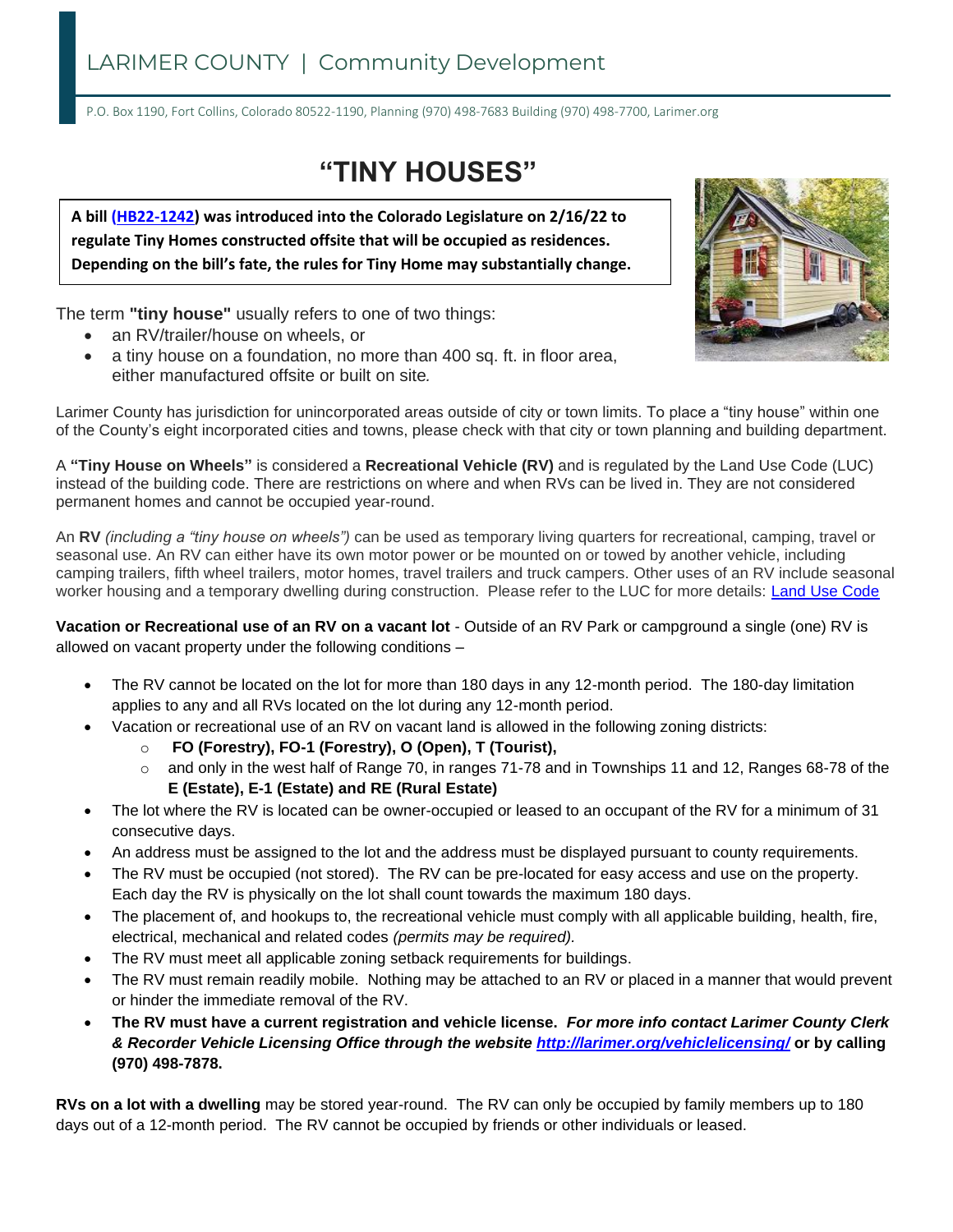LARIMER COUNTY | Community Development

P.O. Box 1190, Fort Collins, Colorado 80522-1190, Planning (970) 498-7683 Building (970) 498-7700, Larimer.org

# "TINY HOUSES"

**A bill [(HB22-1242)](#) was introduced into the Colorado Legislature on 2/16/22 to regulate Tiny Homes constructed offsite that will be occupied as residences. Depending on the bill's fate, the rules for Tiny Home may substantially change.**

The term **"tiny house"** usually refers to one of two things:

- an RV/trailer/house on wheels, or
- a tiny house on a foundation, no more than 400 sq. ft. in floor area, either manufactured offsite or built on site*.*

Larimer County has jurisdiction for unincorporated areas outside of city or town limits. To place a "tiny house" within one of the County's eight incorporated cities and towns, please check with that city or town planning and building department.

A **"Tiny House on Wheels"** is considered a **Recreational Vehicle (RV)** and is regulated by the Land Use Code (LUC) instead of the building code. There are restrictions on where and when RVs can be lived in. They are not considered permanent homes and cannot be occupied year-round.

An **RV** *(including a "tiny house on wheels")* can be used as temporary living quarters for recreational, camping, travel or seasonal use. An RV can either have its own motor power or be mounted on or towed by another vehicle, including camping trailers, fifth wheel trailers, motor homes, travel trailers and truck campers. Other uses of an RV include seasonal worker housing and a temporary dwelling during construction. Please refer to the LUC for more details: [Land Use Code](#)

**Vacation or Recreational use of an RV on a vacant lot** - Outside of an RV Park or campground a single (one) RV is allowed on vacant property under the following conditions –

- The RV cannot be located on the lot for more than 180 days in any 12-month period. The 180-day limitation applies to any and all RVs located on the lot during any 12-month period.
- Vacation or recreational use of an RV on vacant land is allowed in the following zoning districts:
  - **FO (Forestry), FO-1 (Forestry), O (Open), T (Tourist),**
  - and only in the west half of Range 70, in ranges 71-78 and in Townships 11 and 12, Ranges 68-78 of the **E (Estate), E-1 (Estate) and RE (Rural Estate)**
- The lot where the RV is located can be owner-occupied or leased to an occupant of the RV for a minimum of 31 consecutive days.
- An address must be assigned to the lot and the address must be displayed pursuant to county requirements.
- The RV must be occupied (not stored). The RV can be pre-located for easy access and use on the property. Each day the RV is physically on the lot shall count towards the maximum 180 days.
- The placement of, and hookups to, the recreational vehicle must comply with all applicable building, health, fire, electrical, mechanical and related codes *(permits may be required).*
- The RV must meet all applicable zoning setback requirements for buildings.
- The RV must remain readily mobile. Nothing may be attached to an RV or placed in a manner that would prevent or hinder the immediate removal of the RV.
- **The RV must have a current registration and vehicle license.** ***For more info contact Larimer County Clerk & Recorder Vehicle Licensing Office through the website [http://larimer.org/vehiclelicensing/](http://larimer.org/vehiclelicensing/)*** **or by calling (970) 498-7878.**

**RVs on a lot with a dwelling** may be stored year-round. The RV can only be occupied by family members up to 180 days out of a 12-month period. The RV cannot be occupied by friends or other individuals or leased.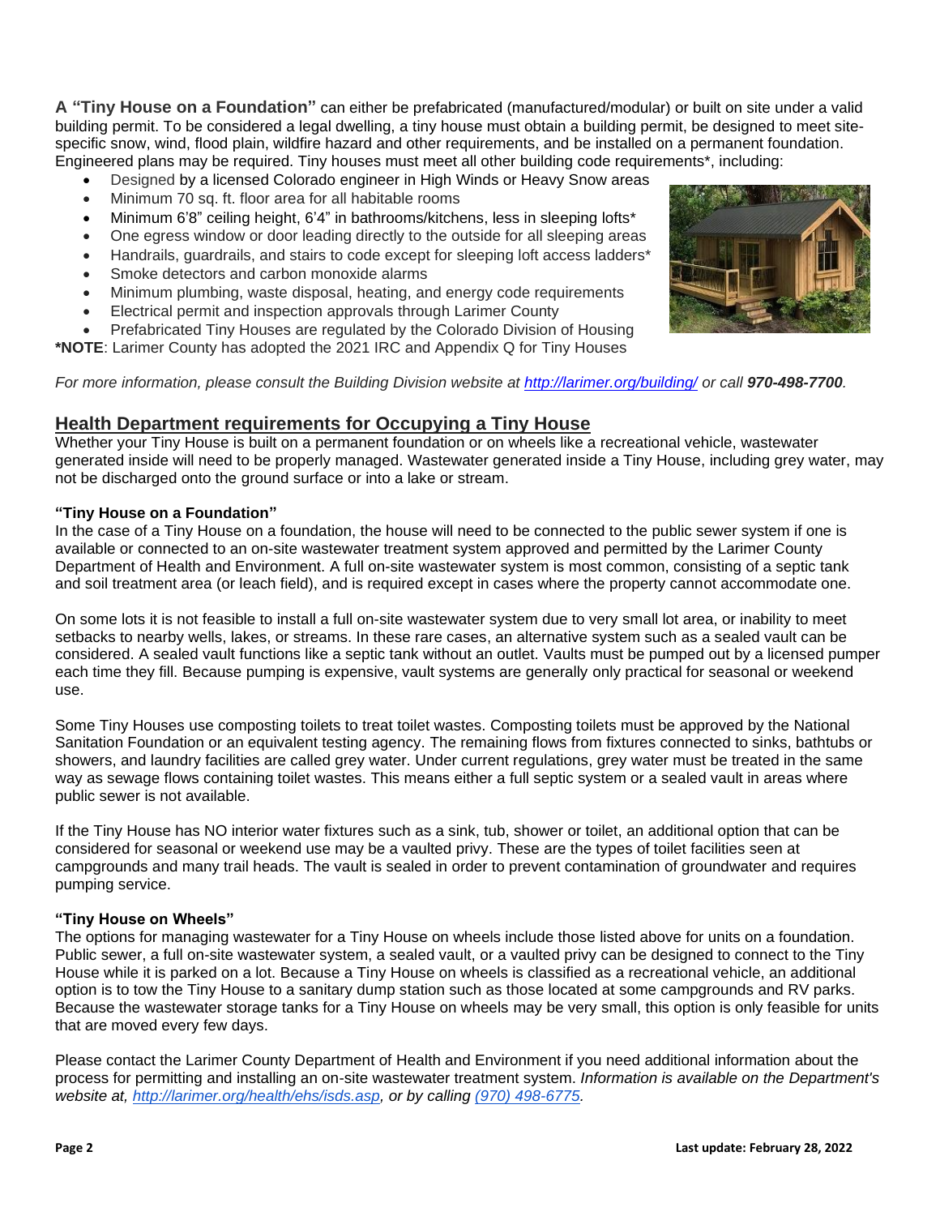**A "Tiny House on a Foundation"** can either be prefabricated (manufactured/modular) or built on site under a valid building permit. To be considered a legal dwelling, a tiny house must obtain a building permit, be designed to meet site-specific snow, wind, flood plain, wildfire hazard and other requirements, and be installed on a permanent foundation. Engineered plans may be required. Tiny houses must meet all other building code requirements*, including:

- Designed by a licensed Colorado engineer in High Winds or Heavy Snow areas
- Minimum 70 sq. ft. floor area for all habitable rooms
- Minimum 6'8" ceiling height, 6'4" in bathrooms/kitchens, less in sleeping lofts*
- One egress window or door leading directly to the outside for all sleeping areas
- Handrails, guardrails, and stairs to code except for sleeping loft access ladders*
- Smoke detectors and carbon monoxide alarms
- Minimum plumbing, waste disposal, heating, and energy code requirements
- Electrical permit and inspection approvals through Larimer County
- Prefabricated Tiny Houses are regulated by the Colorado Division of Housing

***NOTE**: Larimer County has adopted the 2021 IRC and Appendix Q for Tiny Houses

*For more information, please consult the Building Division website at http://larimer.org/building/ or call **970-498-7700**.*

## Health Department requirements for Occupying a Tiny House

Whether your Tiny House is built on a permanent foundation or on wheels like a recreational vehicle, wastewater generated inside will need to be properly managed. Wastewater generated inside a Tiny House, including grey water, may not be discharged onto the ground surface or into a lake or stream.

**"Tiny House on a Foundation"**

In the case of a Tiny House on a foundation, the house will need to be connected to the public sewer system if one is available or connected to an on-site wastewater treatment system approved and permitted by the Larimer County Department of Health and Environment. A full on-site wastewater system is most common, consisting of a septic tank and soil treatment area (or leach field), and is required except in cases where the property cannot accommodate one.

On some lots it is not feasible to install a full on-site wastewater system due to very small lot area, or inability to meet setbacks to nearby wells, lakes, or streams. In these rare cases, an alternative system such as a sealed vault can be considered. A sealed vault functions like a septic tank without an outlet. Vaults must be pumped out by a licensed pumper each time they fill. Because pumping is expensive, vault systems are generally only practical for seasonal or weekend use.

Some Tiny Houses use composting toilets to treat toilet wastes. Composting toilets must be approved by the National Sanitation Foundation or an equivalent testing agency. The remaining flows from fixtures connected to sinks, bathtubs or showers, and laundry facilities are called grey water. Under current regulations, grey water must be treated in the same way as sewage flows containing toilet wastes. This means either a full septic system or a sealed vault in areas where public sewer is not available.

If the Tiny House has NO interior water fixtures such as a sink, tub, shower or toilet, an additional option that can be considered for seasonal or weekend use may be a vaulted privy. These are the types of toilet facilities seen at campgrounds and many trail heads. The vault is sealed in order to prevent contamination of groundwater and requires pumping service.

**"Tiny House on Wheels"**

The options for managing wastewater for a Tiny House on wheels include those listed above for units on a foundation. Public sewer, a full on-site wastewater system, a sealed vault, or a vaulted privy can be designed to connect to the Tiny House while it is parked on a lot. Because a Tiny House on wheels is classified as a recreational vehicle, an additional option is to tow the Tiny House to a sanitary dump station such as those located at some campgrounds and RV parks. Because the wastewater storage tanks for a Tiny House on wheels may be very small, this option is only feasible for units that are moved every few days.

Please contact the Larimer County Department of Health and Environment if you need additional information about the process for permitting and installing an on-site wastewater treatment system. *Information is available on the Department's website at, http://larimer.org/health/ehs/isds.asp, or by calling (970) 498-6775.*

Last update: February 28, 2022